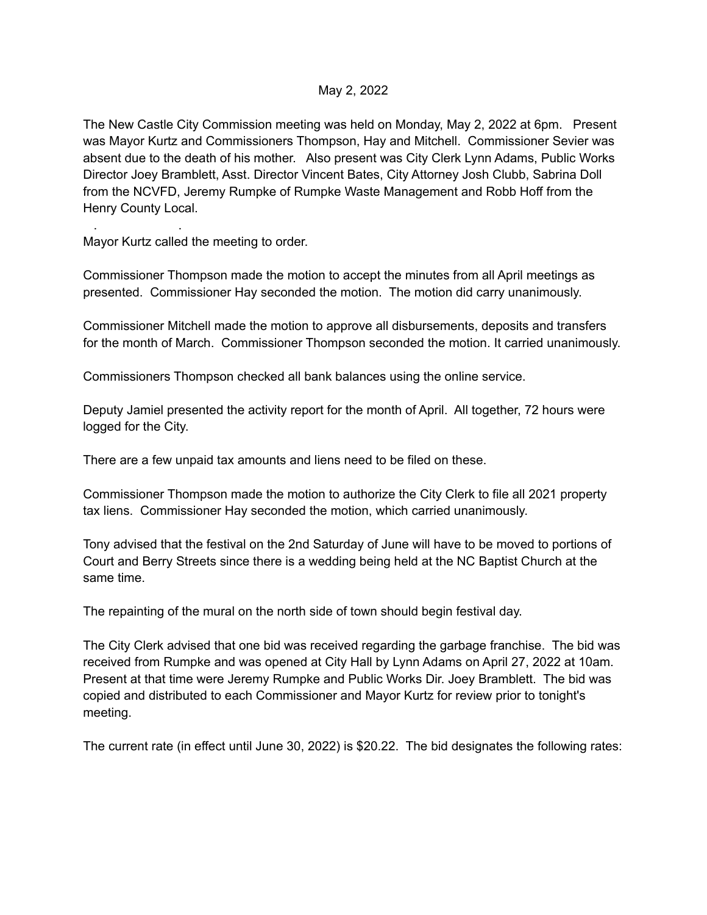May 2, 2022

The New Castle City Commission meeting was held on Monday, May 2, 2022 at 6pm. Present was Mayor Kurtz and Commissioners Thompson, Hay and Mitchell. Commissioner Sevier was absent due to the death of his mother. Also present was City Clerk Lynn Adams, Public Works Director Joey Bramblett, Asst. Director Vincent Bates, City Attorney Josh Clubb, Sabrina Doll from the NCVFD, Jeremy Rumpke of Rumpke Waste Management and Robb Hoff from the Henry County Local.

Mayor Kurtz called the meeting to order.

Commissioner Thompson made the motion to accept the minutes from all April meetings as presented. Commissioner Hay seconded the motion. The motion did carry unanimously.

Commissioner Mitchell made the motion to approve all disbursements, deposits and transfers for the month of March. Commissioner Thompson seconded the motion. It carried unanimously.

Commissioners Thompson checked all bank balances using the online service.

Deputy Jamiel presented the activity report for the month of April. All together, 72 hours were logged for the City.

There are a few unpaid tax amounts and liens need to be filed on these.

Commissioner Thompson made the motion to authorize the City Clerk to file all 2021 property tax liens. Commissioner Hay seconded the motion, which carried unanimously.

Tony advised that the festival on the 2nd Saturday of June will have to be moved to portions of Court and Berry Streets since there is a wedding being held at the NC Baptist Church at the same time.

The repainting of the mural on the north side of town should begin festival day.

The City Clerk advised that one bid was received regarding the garbage franchise. The bid was received from Rumpke and was opened at City Hall by Lynn Adams on April 27, 2022 at 10am. Present at that time were Jeremy Rumpke and Public Works Dir. Joey Bramblett. The bid was copied and distributed to each Commissioner and Mayor Kurtz for review prior to tonight's meeting.

The current rate (in effect until June 30, 2022) is $20.22. The bid designates the following rates: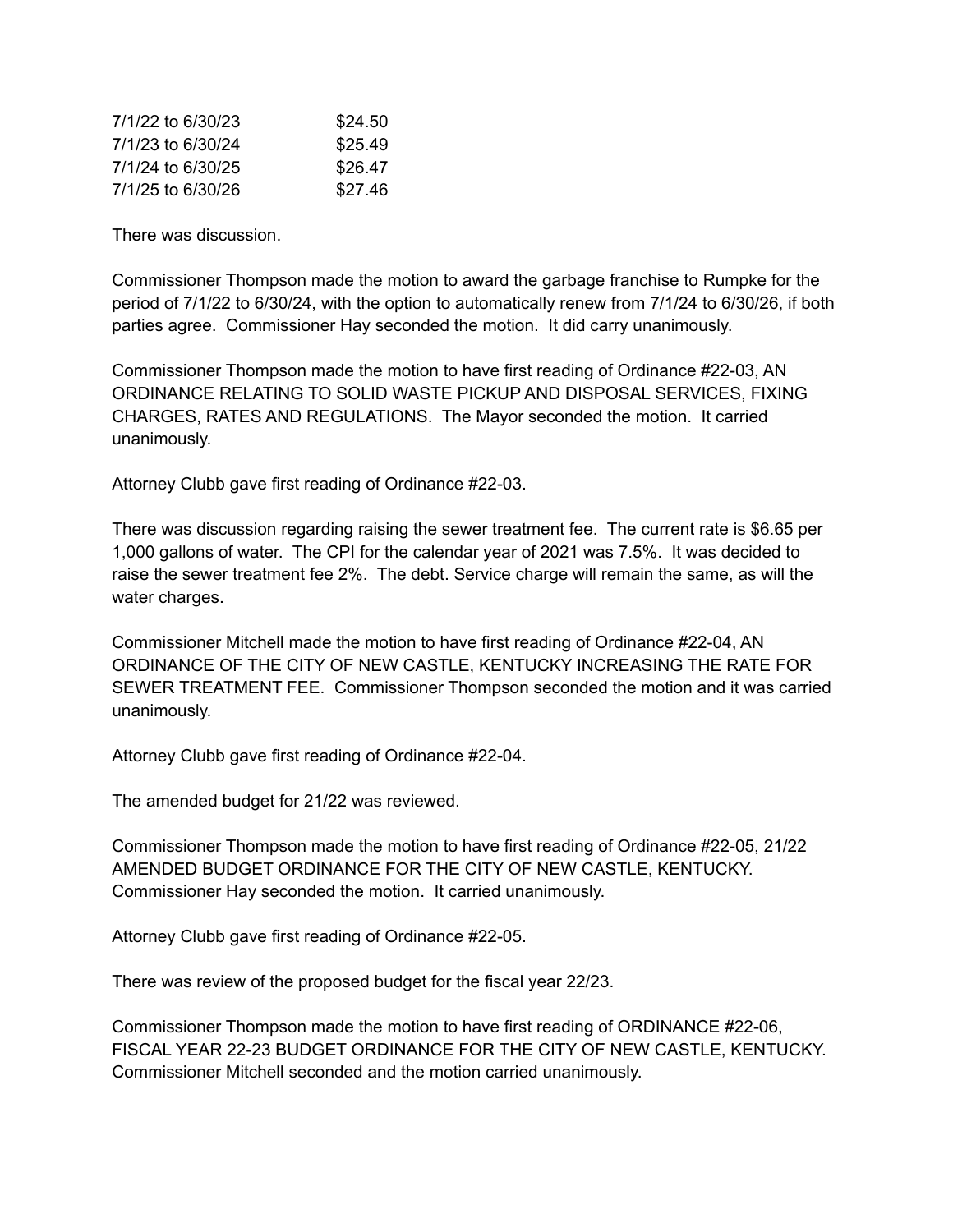| | |
|---|---|
| 7/1/22 to 6/30/23 | $24.50 |
| 7/1/23 to 6/30/24 | $25.49 |
| 7/1/24 to 6/30/25 | $26.47 |
| 7/1/25 to 6/30/26 | $27.46 |

There was discussion.

Commissioner Thompson made the motion to award the garbage franchise to Rumpke for the period of 7/1/22 to 6/30/24, with the option to automatically renew from 7/1/24 to 6/30/26, if both parties agree. Commissioner Hay seconded the motion. It did carry unanimously.

Commissioner Thompson made the motion to have first reading of Ordinance #22-03, AN ORDINANCE RELATING TO SOLID WASTE PICKUP AND DISPOSAL SERVICES, FIXING CHARGES, RATES AND REGULATIONS. The Mayor seconded the motion. It carried unanimously.

Attorney Clubb gave first reading of Ordinance #22-03.

There was discussion regarding raising the sewer treatment fee. The current rate is $6.65 per 1,000 gallons of water. The CPI for the calendar year of 2021 was 7.5%. It was decided to raise the sewer treatment fee 2%. The debt. Service charge will remain the same, as will the water charges.

Commissioner Mitchell made the motion to have first reading of Ordinance #22-04, AN ORDINANCE OF THE CITY OF NEW CASTLE, KENTUCKY INCREASING THE RATE FOR SEWER TREATMENT FEE. Commissioner Thompson seconded the motion and it was carried unanimously.

Attorney Clubb gave first reading of Ordinance #22-04.

The amended budget for 21/22 was reviewed.

Commissioner Thompson made the motion to have first reading of Ordinance #22-05, 21/22 AMENDED BUDGET ORDINANCE FOR THE CITY OF NEW CASTLE, KENTUCKY. Commissioner Hay seconded the motion. It carried unanimously.

Attorney Clubb gave first reading of Ordinance #22-05.

There was review of the proposed budget for the fiscal year 22/23.

Commissioner Thompson made the motion to have first reading of ORDINANCE #22-06, FISCAL YEAR 22-23 BUDGET ORDINANCE FOR THE CITY OF NEW CASTLE, KENTUCKY. Commissioner Mitchell seconded and the motion carried unanimously.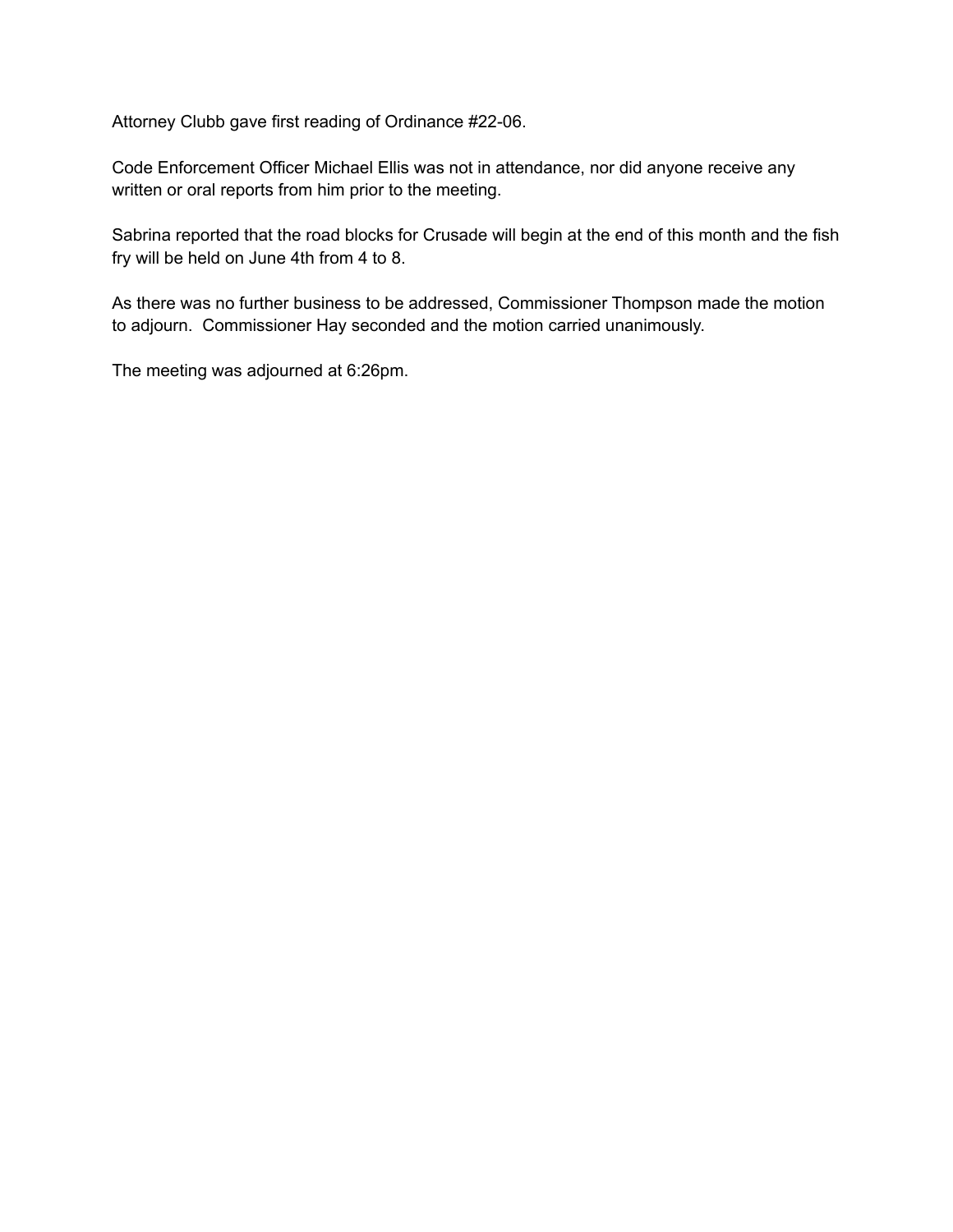Attorney Clubb gave first reading of Ordinance #22-06.

Code Enforcement Officer Michael Ellis was not in attendance, nor did anyone receive any written or oral reports from him prior to the meeting.

Sabrina reported that the road blocks for Crusade will begin at the end of this month and the fish fry will be held on June 4th from 4 to 8.

As there was no further business to be addressed, Commissioner Thompson made the motion to adjourn. Commissioner Hay seconded and the motion carried unanimously.

The meeting was adjourned at 6:26pm.